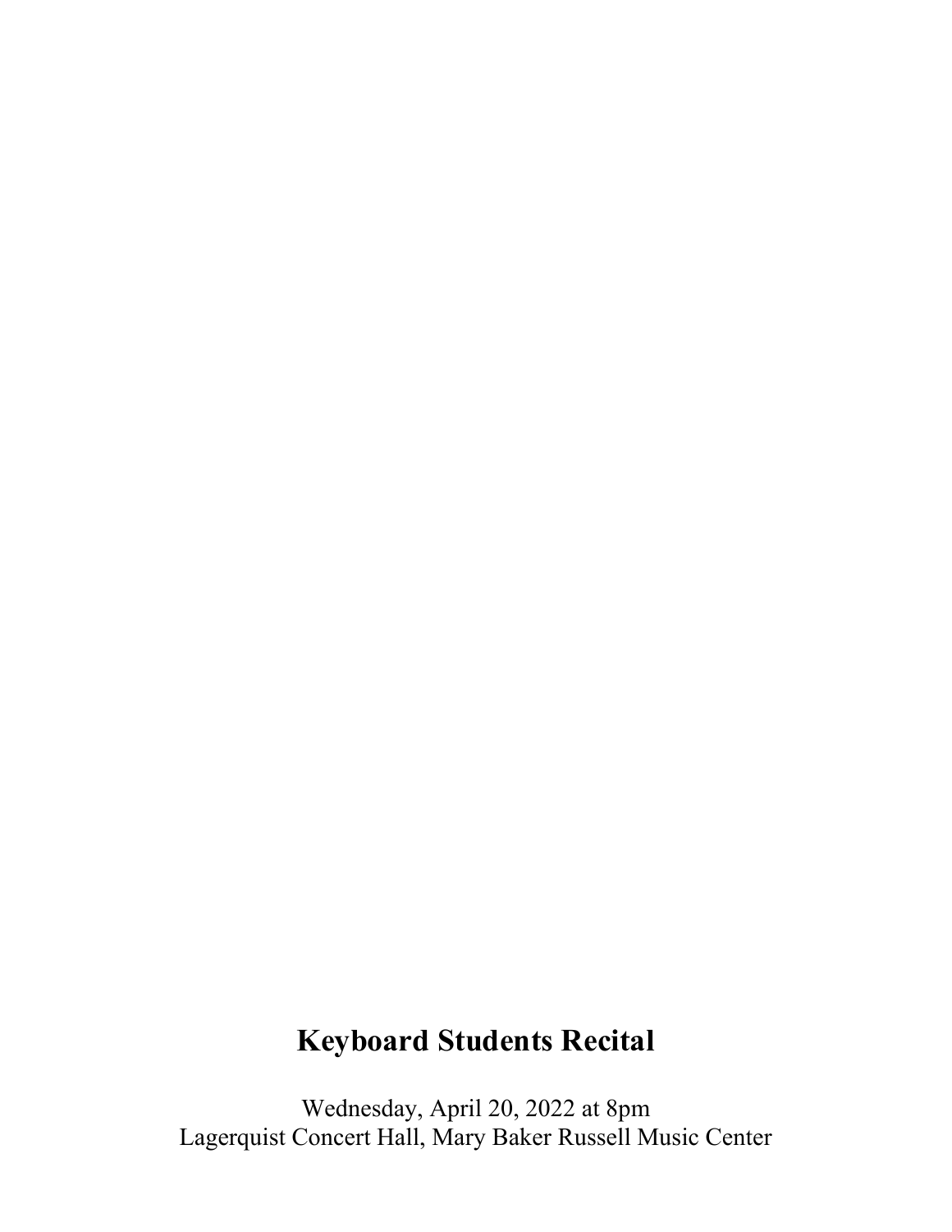# Keyboard Students Recital

Wednesday, April 20, 2022 at 8pm
Lagerquist Concert Hall, Mary Baker Russell Music Center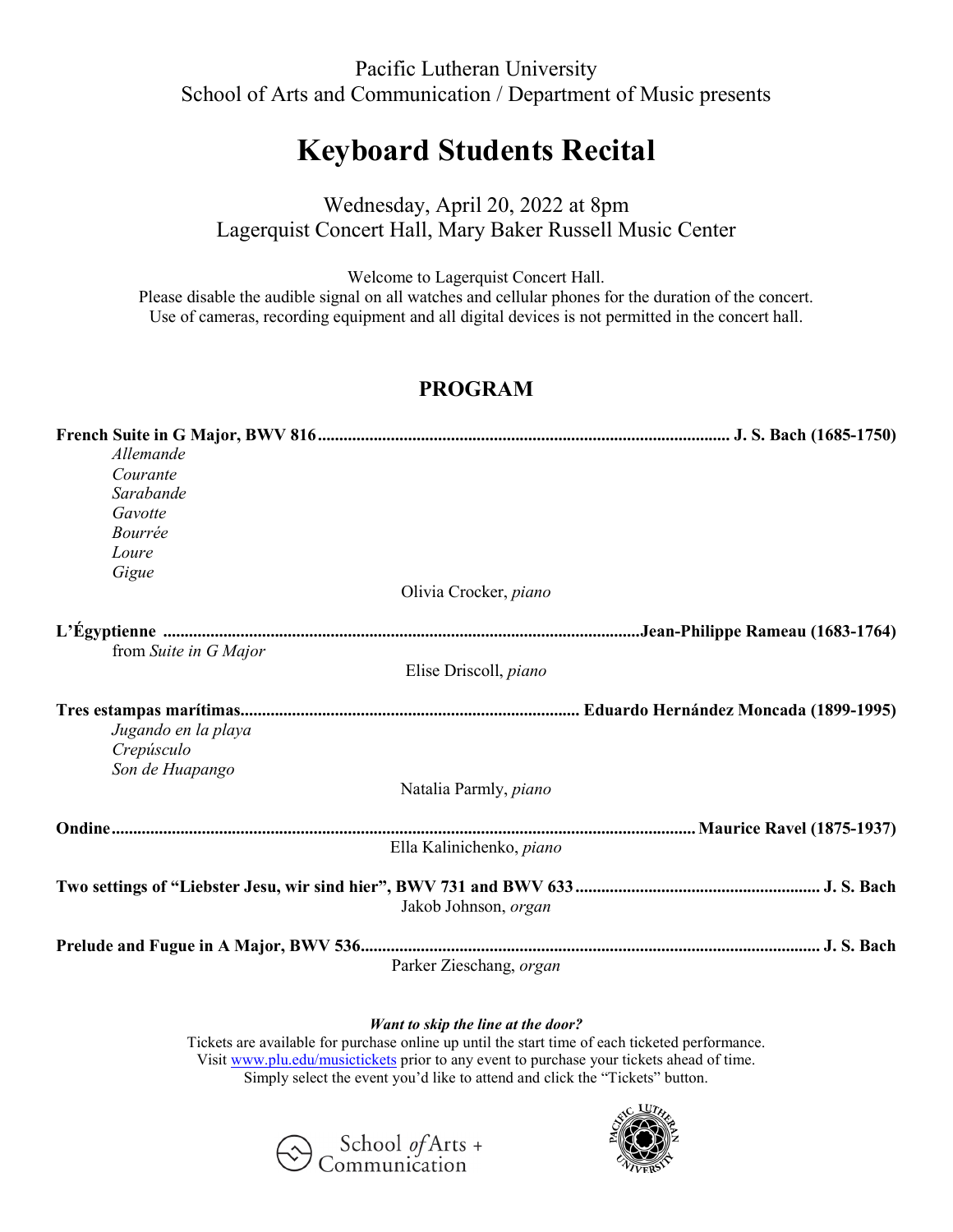Pacific Lutheran University
School of Arts and Communication / Department of Music presents

# Keyboard Students Recital

Wednesday, April 20, 2022 at 8pm
Lagerquist Concert Hall, Mary Baker Russell Music Center

Welcome to Lagerquist Concert Hall.
Please disable the audible signal on all watches and cellular phones for the duration of the concert.
Use of cameras, recording equipment and all digital devices is not permitted in the concert hall.

## PROGRAM

**French Suite in G Major, BWV 816 ............ J. S. Bach (1685-1750)**

*Allemande*
*Courante*
*Sarabande*
*Gavotte*
*Bourrée*
*Loure*
*Gigue*

Olivia Crocker, *piano*

**L'Égyptienne ............ Jean-Philippe Rameau (1683-1764)**

from *Suite in G Major*

Elise Driscoll, *piano*

**Tres estampas marítimas ............ Eduardo Hernández Moncada (1899-1995)**

*Jugando en la playa*
*Crepúsculo*
*Son de Huapango*

Natalia Parmly, *piano*

**Ondine ............ Maurice Ravel (1875-1937)**

Ella Kalinichenko, *piano*

**Two settings of "Liebster Jesu, wir sind hier", BWV 731 and BWV 633 ............ J. S. Bach**

Jakob Johnson, *organ*

**Prelude and Fugue in A Major, BWV 536 ............ J. S. Bach**

Parker Zieschang, *organ*

***Want to skip the line at the door?***

Tickets are available for purchase online up until the start time of each ticketed performance.
Visit www.plu.edu/musictickets prior to any event to purchase your tickets ahead of time.
Simply select the event you'd like to attend and click the "Tickets" button.

School *of* Arts + Communication

Pacific Lutheran University